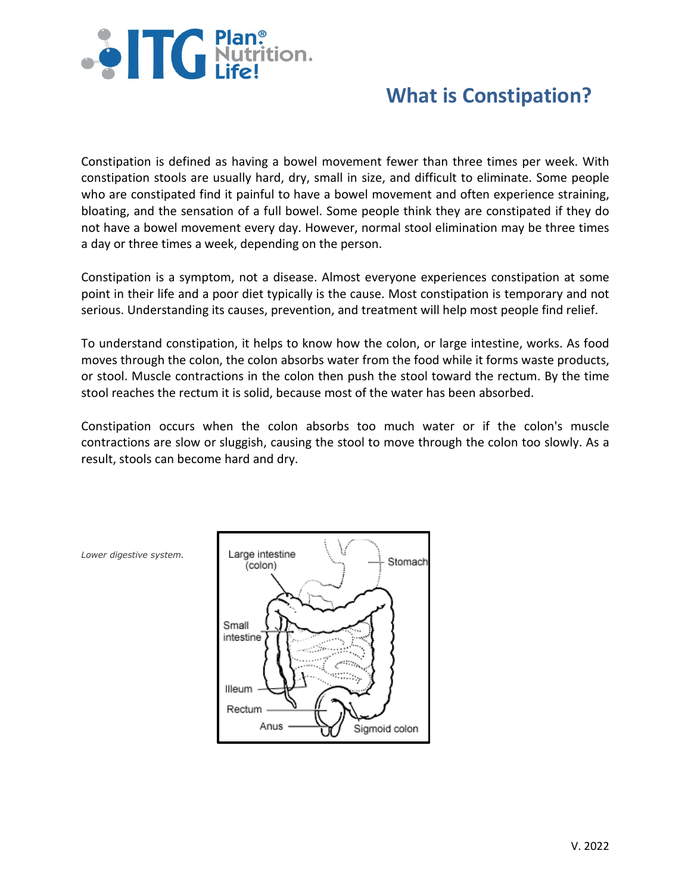# What is Constipation?

Constipation is defined as having a bowel movement fewer than three times per week. With constipation stools are usually hard, dry, small in size, and difficult to eliminate. Some people who are constipated find it painful to have a bowel movement and often experience straining, bloating, and the sensation of a full bowel. Some people think they are constipated if they do not have a bowel movement every day. However, normal stool elimination may be three times a day or three times a week, depending on the person.

Constipation is a symptom, not a disease. Almost everyone experiences constipation at some point in their life and a poor diet typically is the cause. Most constipation is temporary and not serious. Understanding its causes, prevention, and treatment will help most people find relief.

To understand constipation, it helps to know how the colon, or large intestine, works. As food moves through the colon, the colon absorbs water from the food while it forms waste products, or stool. Muscle contractions in the colon then push the stool toward the rectum. By the time stool reaches the rectum it is solid, because most of the water has been absorbed.

Constipation occurs when the colon absorbs too much water or if the colon's muscle contractions are slow or sluggish, causing the stool to move through the colon too slowly. As a result, stools can become hard and dry.

*Lower digestive system.*

Large intestine (colon)
Stomach
Small intestine
Illeum
Rectum
Anus
Sigmoid colon

V. 2022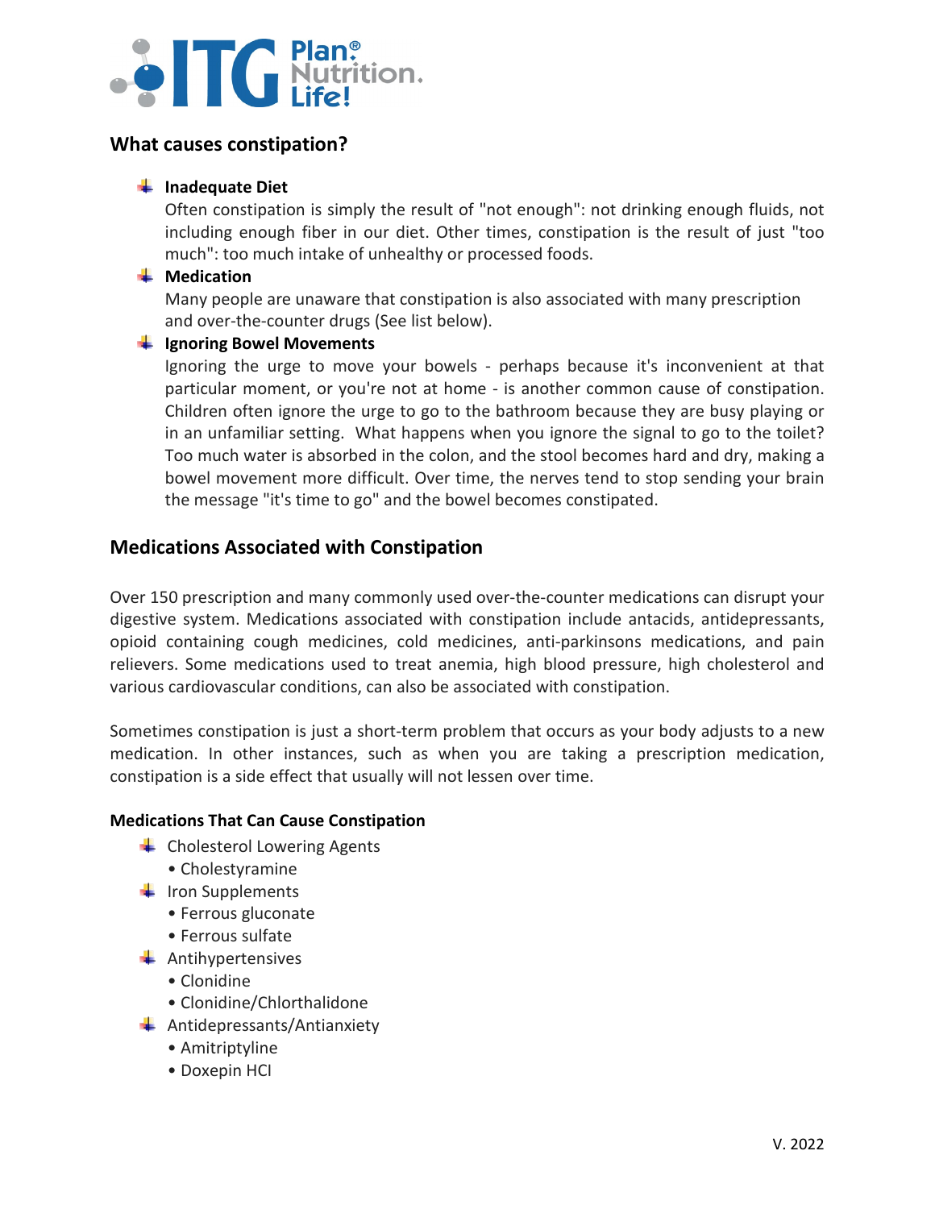## What causes constipation?

- **Inadequate Diet**
  Often constipation is simply the result of "not enough": not drinking enough fluids, not including enough fiber in our diet. Other times, constipation is the result of just "too much": too much intake of unhealthy or processed foods.
- **Medication**
  Many people are unaware that constipation is also associated with many prescription and over-the-counter drugs (See list below).
- **Ignoring Bowel Movements**
  Ignoring the urge to move your bowels - perhaps because it's inconvenient at that particular moment, or you're not at home - is another common cause of constipation. Children often ignore the urge to go to the bathroom because they are busy playing or in an unfamiliar setting. What happens when you ignore the signal to go to the toilet? Too much water is absorbed in the colon, and the stool becomes hard and dry, making a bowel movement more difficult. Over time, the nerves tend to stop sending your brain the message "it's time to go" and the bowel becomes constipated.

## Medications Associated with Constipation

Over 150 prescription and many commonly used over-the-counter medications can disrupt your digestive system. Medications associated with constipation include antacids, antidepressants, opioid containing cough medicines, cold medicines, anti-parkinsons medications, and pain relievers. Some medications used to treat anemia, high blood pressure, high cholesterol and various cardiovascular conditions, can also be associated with constipation.

Sometimes constipation is just a short-term problem that occurs as your body adjusts to a new medication. In other instances, such as when you are taking a prescription medication, constipation is a side effect that usually will not lessen over time.

**Medications That Can Cause Constipation**

- Cholesterol Lowering Agents
  - Cholestyramine
- Iron Supplements
  - Ferrous gluconate
  - Ferrous sulfate
- Antihypertensives
  - Clonidine
  - Clonidine/Chlorthalidone
- Antidepressants/Antianxiety
  - Amitriptyline
  - Doxepin HCI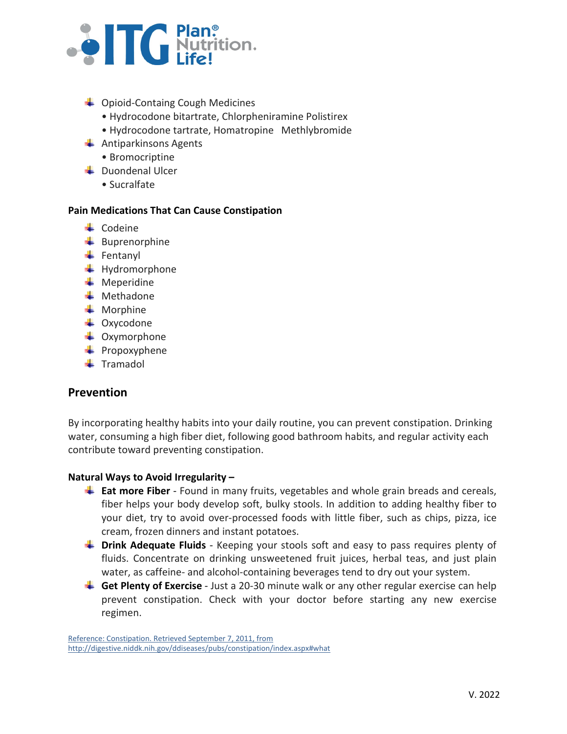- Opioid-Containg Cough Medicines
  - Hydrocodone bitartrate, Chlorpheniramine Polistirex
  - Hydrocodone tartrate, Homatropine Methlybromide
- Antiparkinsons Agents
  - Bromocriptine
- Duondenal Ulcer
  - Sucralfate

**Pain Medications That Can Cause Constipation**

- Codeine
- Buprenorphine
- Fentanyl
- Hydromorphone
- Meperidine
- Methadone
- Morphine
- Oxycodone
- Oxymorphone
- Propoxyphene
- Tramadol

## Prevention

By incorporating healthy habits into your daily routine, you can prevent constipation. Drinking water, consuming a high fiber diet, following good bathroom habits, and regular activity each contribute toward preventing constipation.

**Natural Ways to Avoid Irregularity –**

- **Eat more Fiber** - Found in many fruits, vegetables and whole grain breads and cereals, fiber helps your body develop soft, bulky stools. In addition to adding healthy fiber to your diet, try to avoid over-processed foods with little fiber, such as chips, pizza, ice cream, frozen dinners and instant potatoes.
- **Drink Adequate Fluids** - Keeping your stools soft and easy to pass requires plenty of fluids. Concentrate on drinking unsweetened fruit juices, herbal teas, and just plain water, as caffeine- and alcohol-containing beverages tend to dry out your system.
- **Get Plenty of Exercise** - Just a 20-30 minute walk or any other regular exercise can help prevent constipation. Check with your doctor before starting any new exercise regimen.

Reference: Constipation. Retrieved September 7, 2011, from
http://digestive.niddk.nih.gov/ddiseases/pubs/constipation/index.aspx#what

V. 2022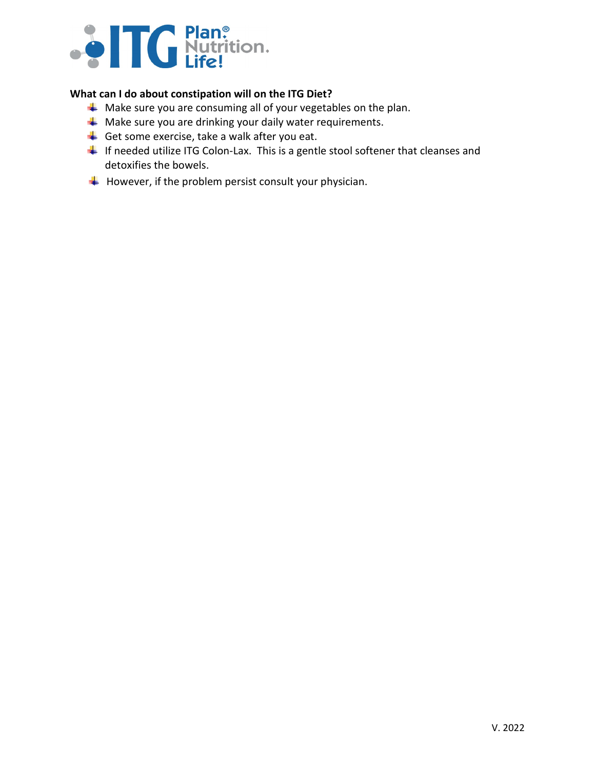**What can I do about constipation will on the ITG Diet?**

- Make sure you are consuming all of your vegetables on the plan.
- Make sure you are drinking your daily water requirements.
- Get some exercise, take a walk after you eat.
- If needed utilize ITG Colon-Lax. This is a gentle stool softener that cleanses and detoxifies the bowels.
- However, if the problem persist consult your physician.

V. 2022